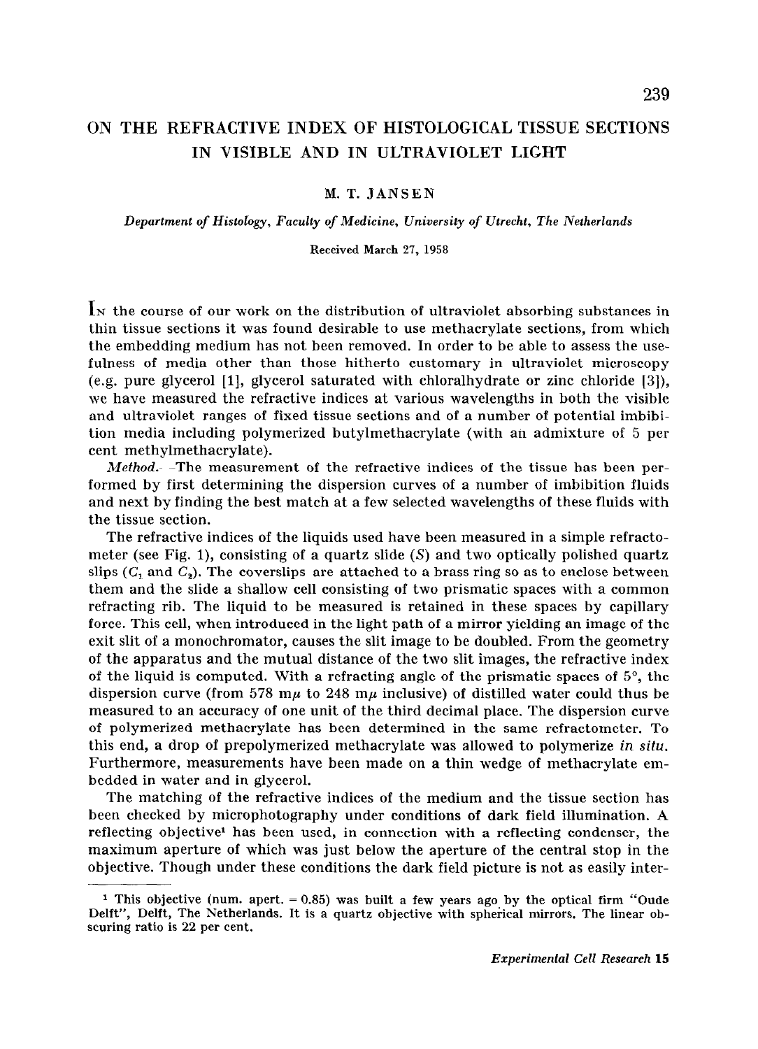# ON THE REFRACTIVE INDEX OF HISTOLOGICAL TISSUE SECTIONS IN VISIBLE AND IN ULTRAVIOLET LIGHT

M. T. JANSEN

*Department of Histology, Faculty of Medicine, University of Utrecht, The Netherlands*

Received March 27, 1958

In the course of our work on the distribution of ultraviolet absorbing substances in thin tissue sections it was found desirable to use methacrylate sections, from which the embedding medium has not been removed. In order to be able to assess the usefulness of media other than those hitherto customary in ultraviolet microscopy (e.g. pure glycerol [1], glycerol saturated with chloralhydrate or zinc chloride [3]), we have measured the refractive indices at various wavelengths in both the visible and ultraviolet ranges of fixed tissue sections and of a number of potential imbibition media including polymerized butylmethacrylate (with an admixture of 5 per cent methylmethacrylate).

*Method.*—The measurement of the refractive indices of the tissue has been performed by first determining the dispersion curves of a number of imbibition fluids and next by finding the best match at a few selected wavelengths of these fluids with the tissue section.

The refractive indices of the liquids used have been measured in a simple refractometer (see Fig. 1), consisting of a quartz slide ($S$) and two optically polished quartz slips ($C_1$ and $C_2$). The coverslips are attached to a brass ring so as to enclose between them and the slide a shallow cell consisting of two prismatic spaces with a common refracting rib. The liquid to be measured is retained in these spaces by capillary force. This cell, when introduced in the light path of a mirror yielding an image of the exit slit of a monochromator, causes the slit image to be doubled. From the geometry of the apparatus and the mutual distance of the two slit images, the refractive index of the liquid is computed. With a refracting angle of the prismatic spaces of 5°, the dispersion curve (from 578 m$\mu$ to 248 m$\mu$ inclusive) of distilled water could thus be measured to an accuracy of one unit of the third decimal place. The dispersion curve of polymerized methacrylate has been determined in the same refractometer. To this end, a drop of prepolymerized methacrylate was allowed to polymerize *in situ*. Furthermore, measurements have been made on a thin wedge of methacrylate embedded in water and in glycerol.

The matching of the refractive indices of the medium and the tissue section has been checked by microphotography under conditions of dark field illumination. A reflecting objective[1] has been used, in connection with a reflecting condenser, the maximum aperture of which was just below the aperture of the central stop in the objective. Though under these conditions the dark field picture is not as easily inter-

[1] This objective (num. apert. = 0.85) was built a few years ago by the optical firm "Oude Delft", Delft, The Netherlands. It is a quartz objective with spherical mirrors. The linear obscuring ratio is 22 per cent.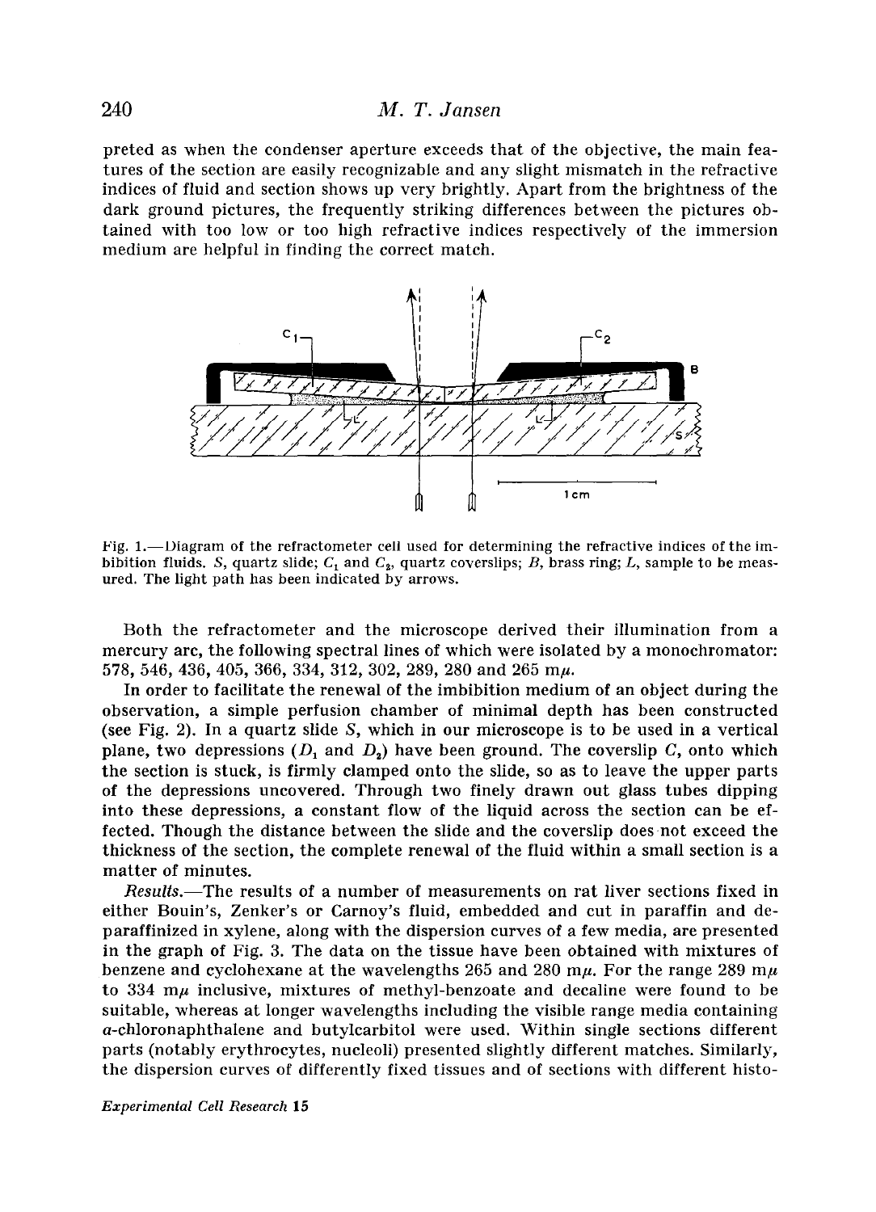preted as when the condenser aperture exceeds that of the objective, the main features of the section are easily recognizable and any slight mismatch in the refractive indices of fluid and section shows up very brightly. Apart from the brightness of the dark ground pictures, the frequently striking differences between the pictures obtained with too low or too high refractive indices respectively of the immersion medium are helpful in finding the correct match.

Fig. 1.—Diagram of the refractometer cell used for determining the refractive indices of the imbibition fluids. $S$, quartz slide; $C_1$ and $C_2$, quartz coverslips; $B$, brass ring; $L$, sample to be measured. The light path has been indicated by arrows.

Both the refractometer and the microscope derived their illumination from a mercury arc, the following spectral lines of which were isolated by a monochromator: 578, 546, 436, 405, 366, 334, 312, 302, 289, 280 and 265 mμ.

In order to facilitate the renewal of the imbibition medium of an object during the observation, a simple perfusion chamber of minimal depth has been constructed (see Fig. 2). In a quartz slide $S$, which in our microscope is to be used in a vertical plane, two depressions ($D_1$ and $D_2$) have been ground. The coverslip $C$, onto which the section is stuck, is firmly clamped onto the slide, so as to leave the upper parts of the depressions uncovered. Through two finely drawn out glass tubes dipping into these depressions, a constant flow of the liquid across the section can be effected. Though the distance between the slide and the coverslip does not exceed the thickness of the section, the complete renewal of the fluid within a small section is a matter of minutes.

*Results.*—The results of a number of measurements on rat liver sections fixed in either Bouin's, Zenker's or Carnoy's fluid, embedded and cut in paraffin and deparaffinized in xylene, along with the dispersion curves of a few media, are presented in the graph of Fig. 3. The data on the tissue have been obtained with mixtures of benzene and cyclohexane at the wavelengths 265 and 280 mμ. For the range 289 mμ to 334 mμ inclusive, mixtures of methyl-benzoate and decaline were found to be suitable, whereas at longer wavelengths including the visible range media containing α-chloronaphthalene and butylcarbitol were used. Within single sections different parts (notably erythrocytes, nucleoli) presented slightly different matches. Similarly, the dispersion curves of differently fixed tissues and of sections with different histo-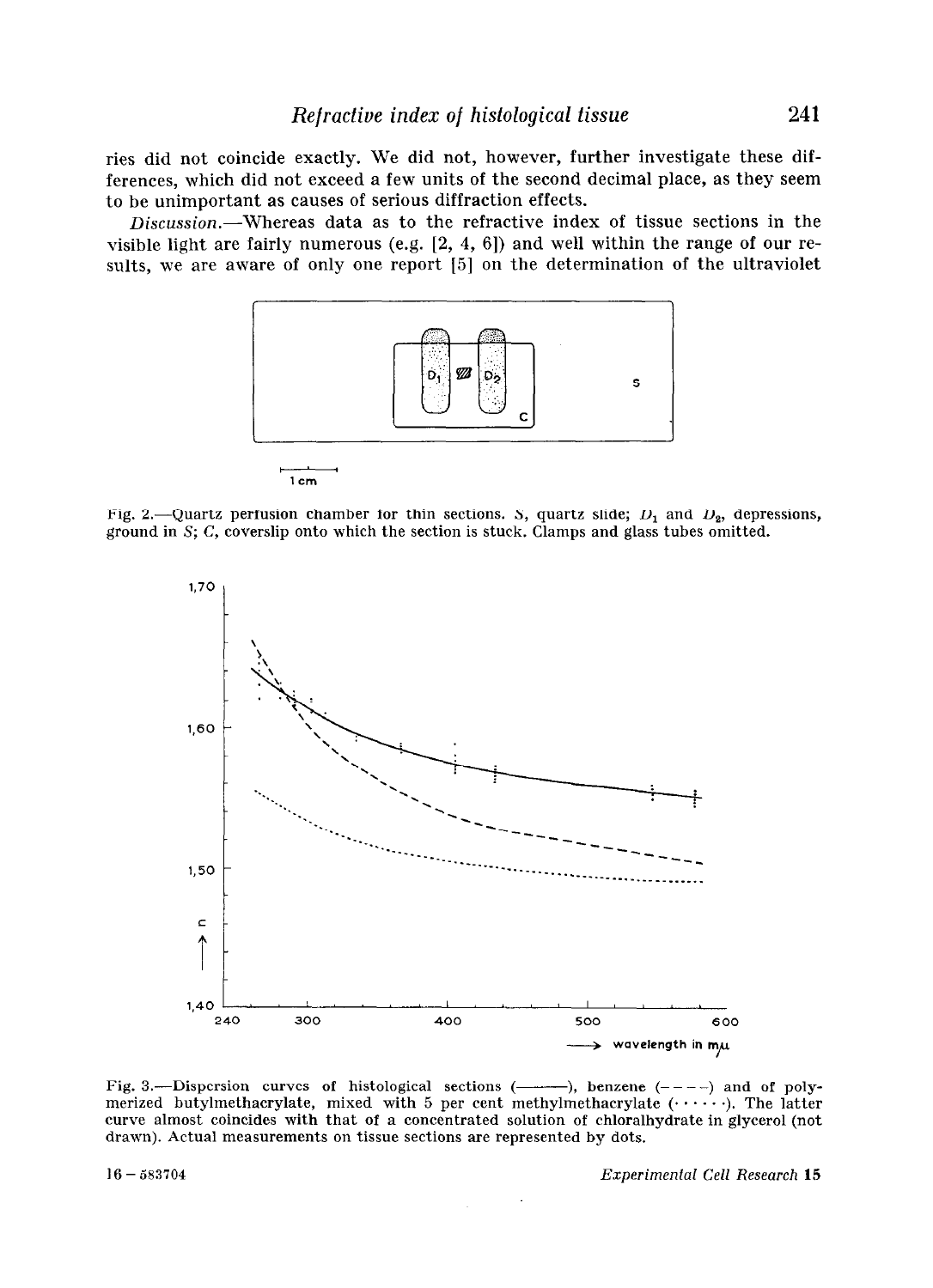ries did not coincide exactly. We did not, however, further investigate these differences, which did not exceed a few units of the second decimal place, as they seem to be unimportant as causes of serious diffraction effects.

*Discussion.*—Whereas data as to the refractive index of tissue sections in the visible light are fairly numerous (e.g. [2, 4, 6]) and well within the range of our results, we are aware of only one report [5] on the determination of the ultraviolet

Fig. 2.—Quartz perfusion chamber for thin sections. *S*, quartz slide; $D_1$ and $D_2$, depressions, ground in *S*; *C*, coverslip onto which the section is stuck. Clamps and glass tubes omitted.

Fig. 3.—Dispersion curves of histological sections (———), benzene (– – – –) and of polymerized butylmethacrylate, mixed with 5 per cent methylmethacrylate (· · · · · ·). The latter curve almost coincides with that of a concentrated solution of chloralhydrate in glycerol (not drawn). Actual measurements on tissue sections are represented by dots.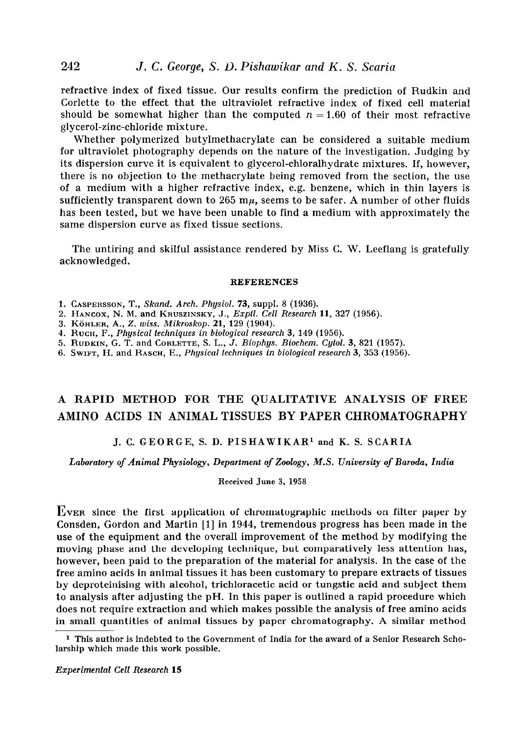refractive index of fixed tissue. Our results confirm the prediction of Rudkin and Corlette to the effect that the ultraviolet refractive index of fixed cell material should be somewhat higher than the computed $n = 1.60$ of their most refractive glycerol-zinc-chloride mixture.

Whether polymerized butylmethacrylate can be considered a suitable medium for ultraviolet photography depends on the nature of the investigation. Judging by its dispersion curve it is equivalent to glycerol-chloralhydrate mixtures. If, however, there is no objection to the methacrylate being removed from the section, the use of a medium with a higher refractive index, e.g. benzene, which in thin layers is sufficiently transparent down to 265 m$\mu$, seems to be safer. A number of other fluids has been tested, but we have been unable to find a medium with approximately the same dispersion curve as fixed tissue sections.

The untiring and skilful assistance rendered by Miss C. W. Leeflang is gratefully acknowledged.

## REFERENCES

1. Caspersson, T., *Skand. Arch. Physiol.* **73**, suppl. 8 (1936).
2. Hancox, N. M. and Kruszinsky, J., *Exptl. Cell Research* **11**, 327 (1956).
3. Köhler, A., *Z. wiss. Mikroskop.* **21**, 129 (1904).
4. Ruch, F., *Physical techniques in biological research* **3**, 149 (1956).
5. Rudkin, G. T. and Corlette, S. L., *J. Biophys. Biochem. Cytol.* **3**, 821 (1957).
6. Swift, H. and Rasch, E., *Physical techniques in biological research* **3**, 353 (1956).

# A RAPID METHOD FOR THE QUALITATIVE ANALYSIS OF FREE AMINO ACIDS IN ANIMAL TISSUES BY PAPER CHROMATOGRAPHY

J. C. GEORGE, S. D. PISHAWIKAR[1] and K. S. SCARIA

*Laboratory of Animal Physiology, Department of Zoology, M.S. University of Baroda, India*

Received June 3, 1958

Ever since the first application of chromatographic methods on filter paper by Consden, Gordon and Martin [1] in 1944, tremendous progress has been made in the use of the equipment and the overall improvement of the method by modifying the moving phase and the developing technique, but comparatively less attention has, however, been paid to the preparation of the material for analysis. In the case of the free amino acids in animal tissues it has been customary to prepare extracts of tissues by deproteinising with alcohol, trichloracetic acid or tungstic acid and subject them to analysis after adjusting the pH. In this paper is outlined a rapid procedure which does not require extraction and which makes possible the analysis of free amino acids in small quantities of animal tissues by paper chromatography. A similar method

[1] This author is indebted to the Government of India for the award of a Senior Research Scholarship which made this work possible.